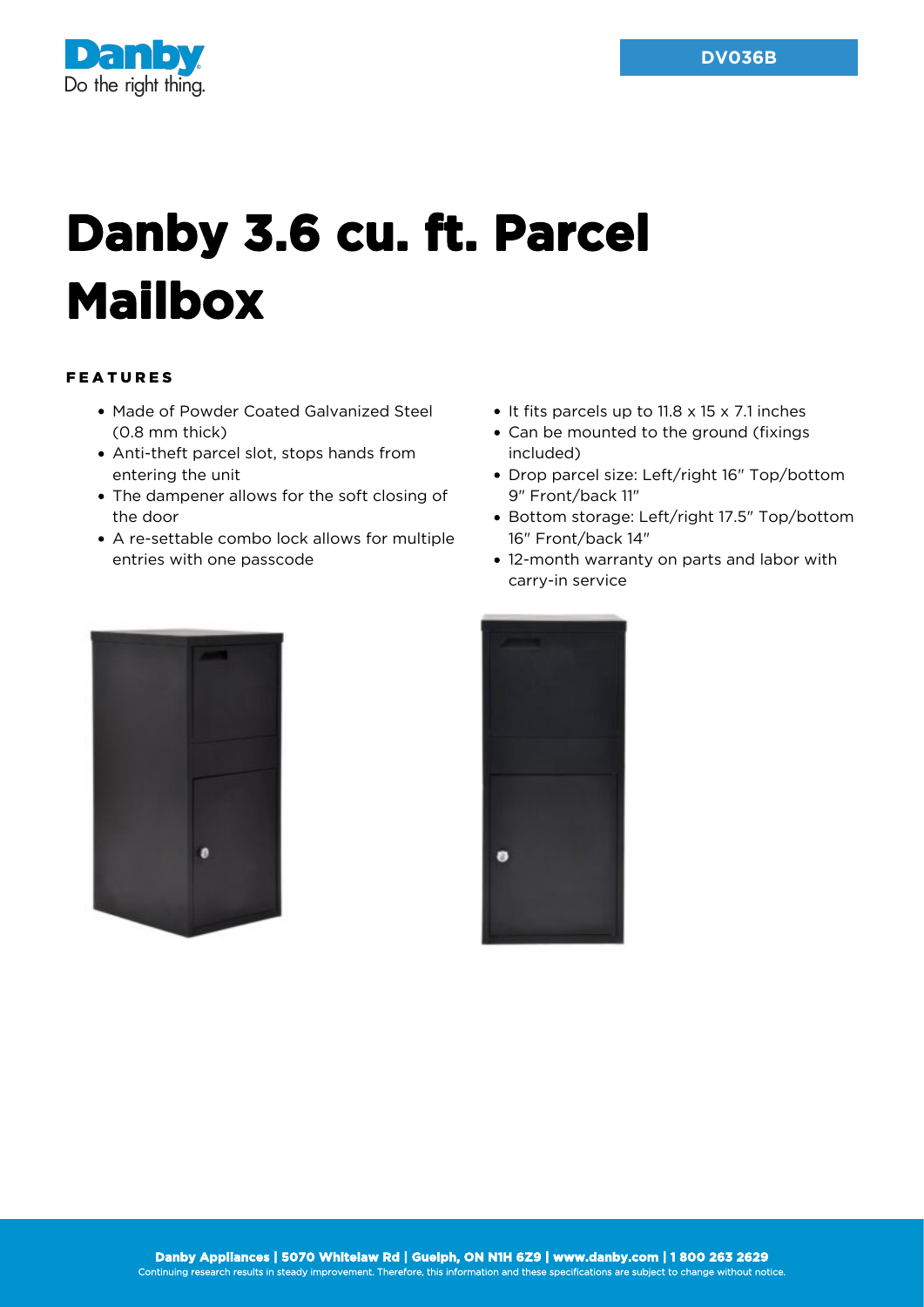DV036B

# Danby 3.6 cu. ft. Parcel Mailbox

## FEATURES

- Made of Powder Coated Galvanized Steel (0.8 mm thick)
- Anti-theft parcel slot, stops hands from entering the unit
- The dampener allows for the soft closing of the door
- A re-settable combo lock allows for multiple entries with one passcode
- It fits parcels up to 11.8 x 15 x 7.1 inches
- Can be mounted to the ground (fixings included)
- Drop parcel size: Left/right 16" Top/bottom 9" Front/back 11"
- Bottom storage: Left/right 17.5" Top/bottom 16" Front/back 14"
- 12-month warranty on parts and labor with carry-in service

**Danby Appliances | 5070 Whitelaw Rd | Guelph, ON N1H 6Z9 | www.danby.com | 1 800 263 2629**
Continuing research results in steady improvement. Therefore, this information and these specifications are subject to change without notice.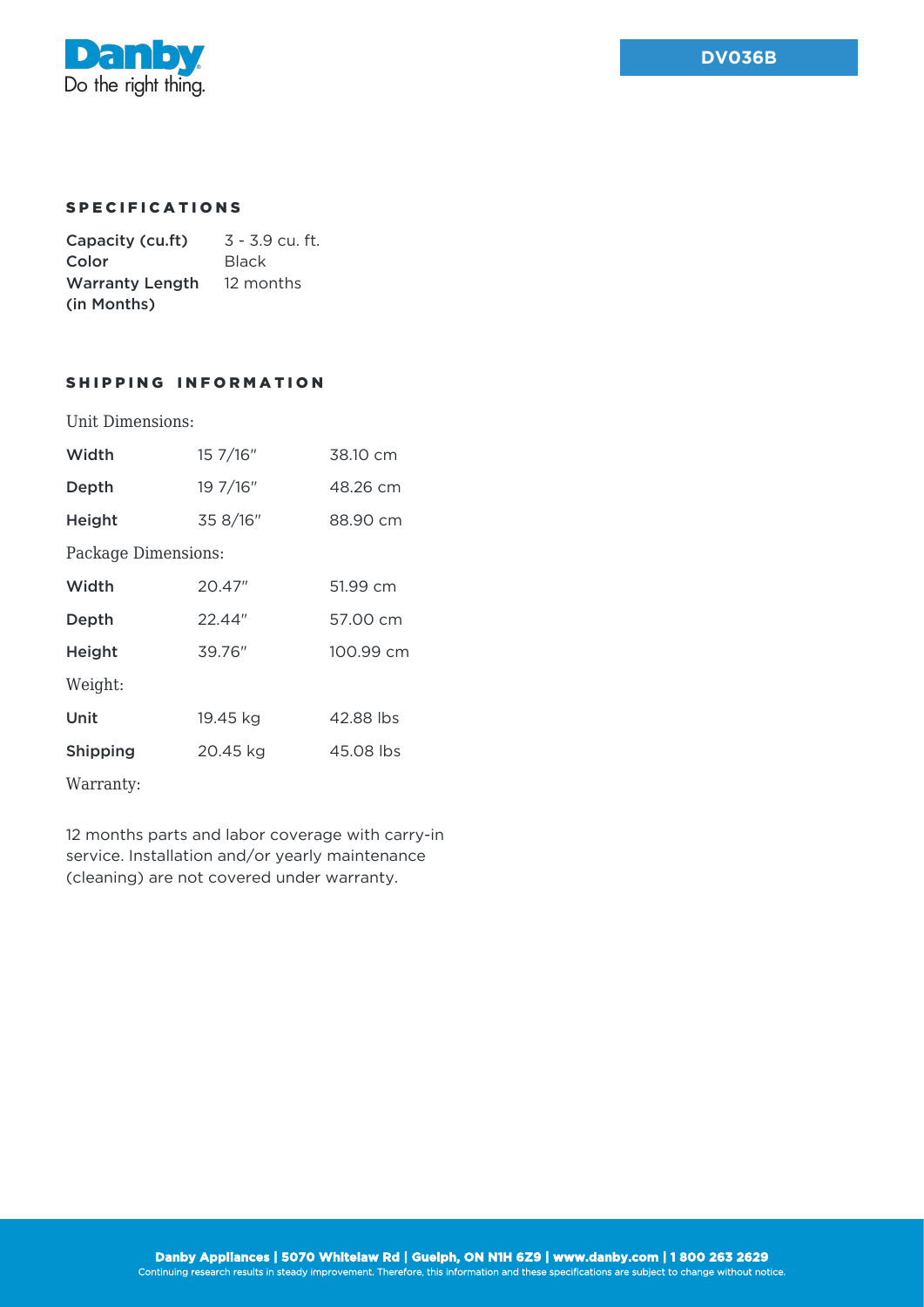Danby
Do the right thing.

**DV036B**

## SPECIFICATIONS

| | |
|---|---|
| **Capacity (cu.ft)** | 3 - 3.9 cu. ft. |
| **Color** | Black |
| **Warranty Length (in Months)** | 12 months |

## SHIPPING INFORMATION

Unit Dimensions:

| | | |
|---|---|---|
| **Width** | 15 7/16" | 38.10 cm |
| **Depth** | 19 7/16" | 48.26 cm |
| **Height** | 35 8/16" | 88.90 cm |

Package Dimensions:

| | | |
|---|---|---|
| **Width** | 20.47" | 51.99 cm |
| **Depth** | 22.44" | 57.00 cm |
| **Height** | 39.76" | 100.99 cm |

Weight:

| | | |
|---|---|---|
| **Unit** | 19.45 kg | 42.88 lbs |
| **Shipping** | 20.45 kg | 45.08 lbs |

Warranty:

12 months parts and labor coverage with carry-in service. Installation and/or yearly maintenance (cleaning) are not covered under warranty.

**Danby Appliances | 5070 Whitelaw Rd | Guelph, ON N1H 6Z9 | www.danby.com | 1 800 263 2629**
Continuing research results in steady improvement. Therefore, this information and these specifications are subject to change without notice.